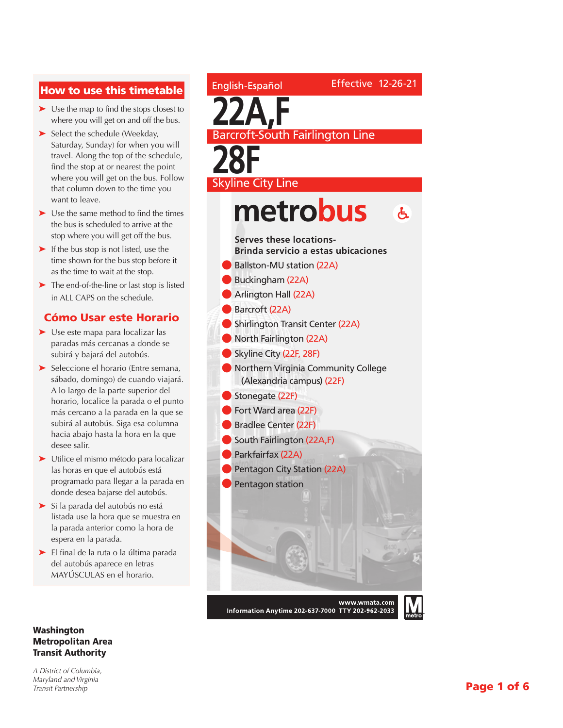English-Español

Effective 12-26-21

# 22A,F

## Barcroft-South Fairlington Line

# 28F

## Skyline City Line

metrobus

**Serves these locations-**
**Brinda servicio a estas ubicaciones**

- Ballston-MU station (22A)
- Buckingham (22A)
- Arlington Hall (22A)
- Barcroft (22A)
- Shirlington Transit Center (22A)
- North Fairlington (22A)
- Skyline City (22F, 28F)
- Northern Virginia Community College (Alexandria campus) (22F)
- Stonegate (22F)
- Fort Ward area (22F)
- Bradlee Center (22F)
- South Fairlington (22A,F)
- Parkfairfax (22A)
- Pentagon City Station (22A)
- Pentagon station

www.wmata.com
Information Anytime 202-637-7000 TTY 202-962-2033

## How to use this timetable

- Use the map to find the stops closest to where you will get on and off the bus.
- Select the schedule (Weekday, Saturday, Sunday) for when you will travel. Along the top of the schedule, find the stop at or nearest the point where you will get on the bus. Follow that column down to the time you want to leave.
- Use the same method to find the times the bus is scheduled to arrive at the stop where you will get off the bus.
- If the bus stop is not listed, use the time shown for the bus stop before it as the time to wait at the stop.
- The end-of-the-line or last stop is listed in ALL CAPS on the schedule.

## Cómo Usar este Horario

- Use este mapa para localizar las paradas más cercanas a donde se subirá y bajará del autobús.
- Seleccione el horario (Entre semana, sábado, domingo) de cuando viajará. A lo largo de la parte superior del horario, localice la parada o el punto más cercano a la parada en la que se subirá al autobús. Siga esa columna hacia abajo hasta la hora en la que desee salir.
- Utilice el mismo método para localizar las horas en que el autobús está programado para llegar a la parada en donde desea bajarse del autobús.
- Si la parada del autobús no está listada use la hora que se muestra en la parada anterior como la hora de espera en la parada.
- El final de la ruta o la última parada del autobús aparece en letras MAYÚSCULAS en el horario.

**Washington Metropolitan Area Transit Authority**

*A District of Columbia, Maryland and Virginia Transit Partnership*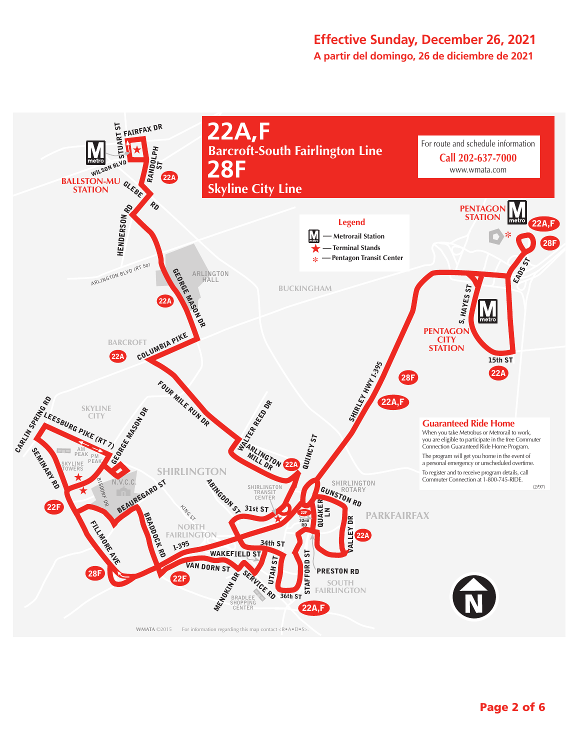Effective Sunday, December 26, 2021

A partir del domingo, 26 de diciembre de 2021

# 22A,F

## Barcroft-South Fairlington Line

# 28F

## Skyline City Line

For route and schedule information

**Call 202-637-7000**

www.wmata.com

**Legend**

- Metrorail Station
- ★ Terminal Stands
- * Pentagon Transit Center

BALLSTON-MU STATION

FAIRFAX DR

STUART ST

WILSON BLVD

RANDOLPH ST

GLEBE RD

HENDERSON RD

ARLINGTON BLVD (RT 50)

ARLINGTON HALL

GEORGE MASON DR

BUCKINGHAM

BARCROFT

COLUMBIA PIKE

FOUR MILE RUN DR

WALTER REED DR

ARLINGTON MILL DR

QUINCY ST

SKYLINE CITY

CARLIN SPRING RD

LEESBURG PIKE (RT 7)

SEMINARY RD

AM PEAK

PM PEAK

SKYLINE TOWERS

N.V.C.C.

BISDORF DR

BEAUREGARD ST

SHIRLINGTON

ABINGDON ST

SHIRLINGTON TRANSIT CENTER

KING ST

31st ST

SHIRLINGTON ROTARY

GUNSTON RD

QUAKER LN

32nd RD

VALLEY DR

PARKFAIRFAX

NORTH FAIRLINGTON

BRADDOCK RD

I-395

FILLMORE AVE

34th ST

WAKEFIELD ST

VAN DORN ST

UTAH ST

STAFFORD ST

PRESTON RD

SOUTH FAIRLINGTON

SERVICE RD

36th ST

MENOKIN DR

BRADLEE SHOPPING CENTER

PENTAGON STATION

EADS ST

S. HAYES ST

PENTAGON CITY STATION

15th ST

SHIRLEY HWY I-395

22A 22F 28F 22A,F

**Guaranteed Ride Home**

When you take Metrobus or Metrorail to work, you are eligible to participate in the free Commuter Connection Guaranteed Ride Home Program.

The program will get you home in the event of a personal emergency or unscheduled overtime.

To register and to receive program details, call Commuter Connection at 1-800-745-RIDE.

(2/97)

WMATA ©2015 For information regarding this map contact <R•A•D•S>.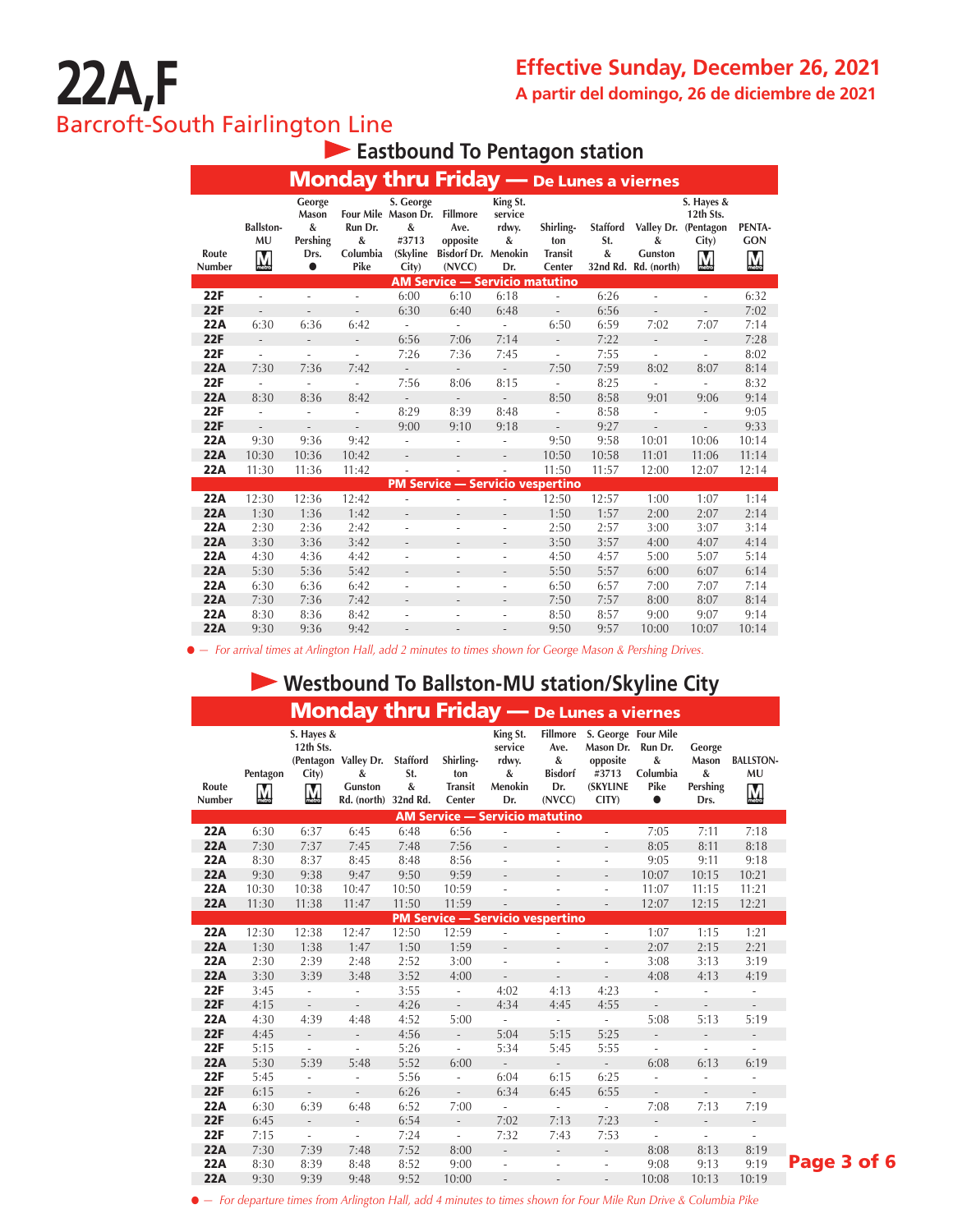# 22A,F

## Barcroft-South Fairlington Line

**Effective Sunday, December 26, 2021**

**A partir del domingo, 26 de diciembre de 2021**

### Eastbound To Pentagon station

#### Monday thru Friday — De Lunes a viernes

| Route Number | Ballston-MU | George Mason & Pershing Drs. ● | Four Mile Run Dr. & Columbia Pike | S. George Mason Dr. & #3713 (Skyline City) | Fillmore Ave. opposite Bisdorf Dr. (NVCC) | King St. service rdwy. & Menokin Dr. | Shirlington Transit Center | Stafford St. & 32nd Rd. | Valley Dr. & Gunston Rd. (north) | S. Hayes & 12th Sts. (Pentagon City) | PENTAGON |
|---|---|---|---|---|---|---|---|---|---|---|---|
| **AM Service — Servicio matutino** | | | | | | | | | | | |
| 22F | - | - | - | 6:00 | 6:10 | 6:18 | - | 6:26 | - | - | 6:32 |
| 22F | - | - | - | 6:30 | 6:40 | 6:48 | - | 6:56 | - | - | 7:02 |
| 22A | 6:30 | 6:36 | 6:42 | - | - | - | 6:50 | 6:59 | 7:02 | 7:07 | 7:14 |
| 22F | - | - | - | 6:56 | 7:06 | 7:14 | - | 7:22 | - | - | 7:28 |
| 22F | - | - | - | 7:26 | 7:36 | 7:45 | - | 7:55 | - | - | 8:02 |
| 22A | 7:30 | 7:36 | 7:42 | - | - | - | 7:50 | 7:59 | 8:02 | 8:07 | 8:14 |
| 22F | - | - | - | 7:56 | 8:06 | 8:15 | - | 8:25 | - | - | 8:32 |
| 22A | 8:30 | 8:36 | 8:42 | - | - | - | 8:50 | 8:58 | 9:01 | 9:06 | 9:14 |
| 22F | - | - | - | 8:29 | 8:39 | 8:48 | - | 8:58 | - | - | 9:05 |
| 22F | - | - | - | 9:00 | 9:10 | 9:18 | - | 9:27 | - | - | 9:33 |
| 22A | 9:30 | 9:36 | 9:42 | - | - | - | 9:50 | 9:58 | 10:01 | 10:06 | 10:14 |
| 22A | 10:30 | 10:36 | 10:42 | - | - | - | 10:50 | 10:58 | 11:01 | 11:06 | 11:14 |
| 22A | 11:30 | 11:36 | 11:42 | - | - | - | 11:50 | 11:57 | 12:00 | 12:07 | 12:14 |
| **PM Service — Servicio vespertino** | | | | | | | | | | | |
| 22A | 12:30 | 12:36 | 12:42 | - | - | - | 12:50 | 12:57 | 1:00 | 1:07 | 1:14 |
| 22A | 1:30 | 1:36 | 1:42 | - | - | - | 1:50 | 1:57 | 2:00 | 2:07 | 2:14 |
| 22A | 2:30 | 2:36 | 2:42 | - | - | - | 2:50 | 2:57 | 3:00 | 3:07 | 3:14 |
| 22A | 3:30 | 3:36 | 3:42 | - | - | - | 3:50 | 3:57 | 4:00 | 4:07 | 4:14 |
| 22A | 4:30 | 4:36 | 4:42 | - | - | - | 4:50 | 4:57 | 5:00 | 5:07 | 5:14 |
| 22A | 5:30 | 5:36 | 5:42 | - | - | - | 5:50 | 5:57 | 6:00 | 6:07 | 6:14 |
| 22A | 6:30 | 6:36 | 6:42 | - | - | - | 6:50 | 6:57 | 7:00 | 7:07 | 7:14 |
| 22A | 7:30 | 7:36 | 7:42 | - | - | - | 7:50 | 7:57 | 8:00 | 8:07 | 8:14 |
| 22A | 8:30 | 8:36 | 8:42 | - | - | - | 8:50 | 8:57 | 9:00 | 9:07 | 9:14 |
| 22A | 9:30 | 9:36 | 9:42 | - | - | - | 9:50 | 9:57 | 10:00 | 10:07 | 10:14 |

*● — For arrival times at Arlington Hall, add 2 minutes to times shown for George Mason & Pershing Drives.*

### Westbound To Ballston-MU station/Skyline City

#### Monday thru Friday — De Lunes a viernes

| Route Number | Pentagon | S. Hayes & 12th Sts. (Pentagon City) | Valley Dr. & Gunston Rd. (north) | Stafford St. & 32nd Rd. | Shirlington Transit Center | King St. service rdwy. & Menokin Dr. | Fillmore Ave. & Bisdorf Dr. (NVCC) | S. George Mason Dr. opposite #3713 (SKYLINE CITY) | Four Mile Run Dr. & Columbia Pike ● | George Mason & Pershing Drs. | BALLSTON-MU |
|---|---|---|---|---|---|---|---|---|---|---|---|
| **AM Service — Servicio matutino** | | | | | | | | | | | |
| 22A | 6:30 | 6:37 | 6:45 | 6:48 | 6:56 | - | - | - | 7:05 | 7:11 | 7:18 |
| 22A | 7:30 | 7:37 | 7:45 | 7:48 | 7:56 | - | - | - | 8:05 | 8:11 | 8:18 |
| 22A | 8:30 | 8:37 | 8:45 | 8:48 | 8:56 | - | - | - | 9:05 | 9:11 | 9:18 |
| 22A | 9:30 | 9:38 | 9:47 | 9:50 | 9:59 | - | - | - | 10:07 | 10:15 | 10:21 |
| 22A | 10:30 | 10:38 | 10:47 | 10:50 | 10:59 | - | - | - | 11:07 | 11:15 | 11:21 |
| 22A | 11:30 | 11:38 | 11:47 | 11:50 | 11:59 | - | - | - | 12:07 | 12:15 | 12:21 |
| **PM Service — Servicio vespertino** | | | | | | | | | | | |
| 22A | 12:30 | 12:38 | 12:47 | 12:50 | 12:59 | - | - | - | 1:07 | 1:15 | 1:21 |
| 22A | 1:30 | 1:38 | 1:47 | 1:50 | 1:59 | - | - | - | 2:07 | 2:15 | 2:21 |
| 22A | 2:30 | 2:39 | 2:48 | 2:52 | 3:00 | - | - | - | 3:08 | 3:13 | 3:19 |
| 22A | 3:30 | 3:39 | 3:48 | 3:52 | 4:00 | - | - | - | 4:08 | 4:13 | 4:19 |
| 22F | 3:45 | - | - | 3:55 | - | 4:02 | 4:13 | 4:23 | - | - | - |
| 22F | 4:15 | - | - | 4:26 | - | 4:34 | 4:45 | 4:55 | - | - | - |
| 22A | 4:30 | 4:39 | 4:48 | 4:52 | 5:00 | - | - | - | 5:08 | 5:13 | 5:19 |
| 22F | 4:45 | - | - | 4:56 | - | 5:04 | 5:15 | 5:25 | - | - | - |
| 22F | 5:15 | - | - | 5:26 | - | 5:34 | 5:45 | 5:55 | - | - | - |
| 22A | 5:30 | 5:39 | 5:48 | 5:52 | 6:00 | - | - | - | 6:08 | 6:13 | 6:19 |
| 22F | 5:45 | - | - | 5:56 | - | 6:04 | 6:15 | 6:25 | - | - | - |
| 22F | 6:15 | - | - | 6:26 | - | 6:34 | 6:45 | 6:55 | - | - | - |
| 22A | 6:30 | 6:39 | 6:48 | 6:52 | 7:00 | - | - | - | 7:08 | 7:13 | 7:19 |
| 22F | 6:45 | - | - | 6:54 | - | 7:02 | 7:13 | 7:23 | - | - | - |
| 22F | 7:15 | - | - | 7:24 | - | 7:32 | 7:43 | 7:53 | - | - | - |
| 22A | 7:30 | 7:39 | 7:48 | 7:52 | 8:00 | - | - | - | 8:08 | 8:13 | 8:19 |
| 22A | 8:30 | 8:39 | 8:48 | 8:52 | 9:00 | - | - | - | 9:08 | 9:13 | 9:19 |
| 22A | 9:30 | 9:39 | 9:48 | 9:52 | 10:00 | - | - | - | 10:08 | 10:13 | 10:19 |

*● — For departure times from Arlington Hall, add 4 minutes to times shown for Four Mile Run Drive & Columbia Pike*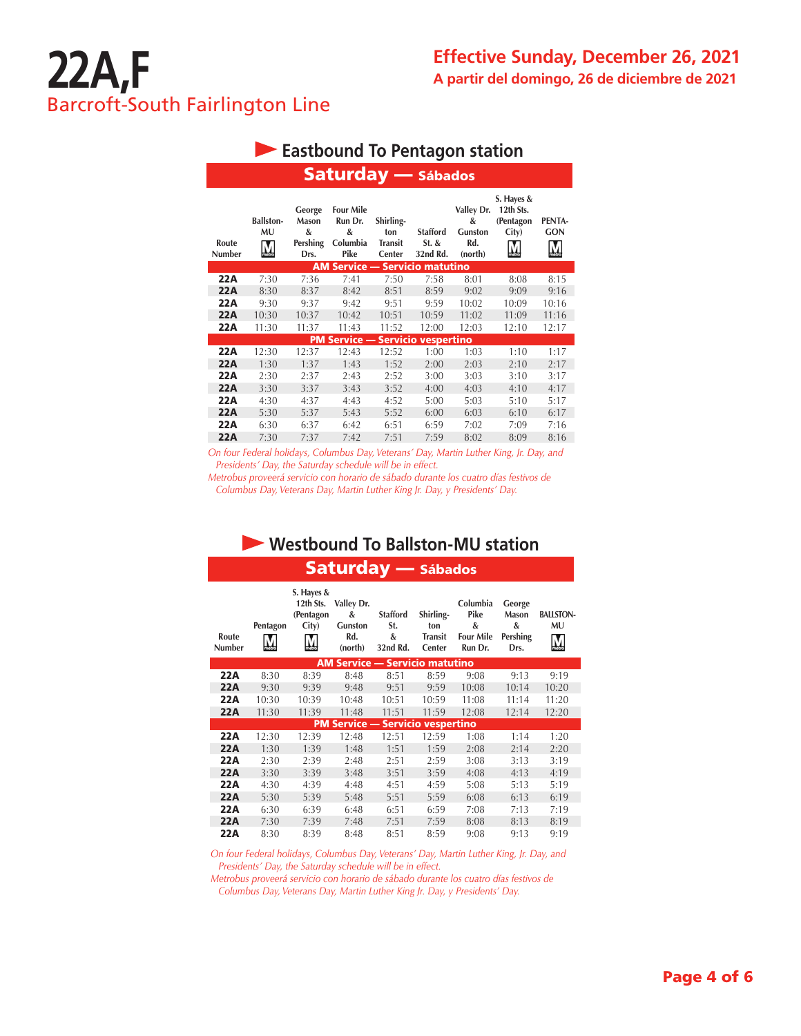# 22A,F

## Barcroft-South Fairlington Line

**Effective Sunday, December 26, 2021**
**A partir del domingo, 26 de diciembre de 2021**

### Eastbound To Pentagon station

**Saturday — Sábados**

| Route Number | Ballston-MU | George Mason & Pershing Drs. | Four Mile Run Dr. & Columbia Pike | Shirlington Transit Center | Stafford St. & 32nd Rd. | Valley Dr. & Gunston Rd. (north) | S. Hayes & 12th Sts. (Pentagon City) | PENTAGON |
|---|---|---|---|---|---|---|---|---|
| **AM Service — Servicio matutino** | | | | | | | | |
| **22A** | 7:30 | 7:36 | 7:41 | 7:50 | 7:58 | 8:01 | 8:08 | 8:15 |
| **22A** | 8:30 | 8:37 | 8:42 | 8:51 | 8:59 | 9:02 | 9:09 | 9:16 |
| **22A** | 9:30 | 9:37 | 9:42 | 9:51 | 9:59 | 10:02 | 10:09 | 10:16 |
| **22A** | 10:30 | 10:37 | 10:42 | 10:51 | 10:59 | 11:02 | 11:09 | 11:16 |
| **22A** | 11:30 | 11:37 | 11:43 | 11:52 | 12:00 | 12:03 | 12:10 | 12:17 |
| **PM Service — Servicio vespertino** | | | | | | | | |
| **22A** | 12:30 | 12:37 | 12:43 | 12:52 | 1:00 | 1:03 | 1:10 | 1:17 |
| **22A** | 1:30 | 1:37 | 1:43 | 1:52 | 2:00 | 2:03 | 2:10 | 2:17 |
| **22A** | 2:30 | 2:37 | 2:43 | 2:52 | 3:00 | 3:03 | 3:10 | 3:17 |
| **22A** | 3:30 | 3:37 | 3:43 | 3:52 | 4:00 | 4:03 | 4:10 | 4:17 |
| **22A** | 4:30 | 4:37 | 4:43 | 4:52 | 5:00 | 5:03 | 5:10 | 5:17 |
| **22A** | 5:30 | 5:37 | 5:43 | 5:52 | 6:00 | 6:03 | 6:10 | 6:17 |
| **22A** | 6:30 | 6:37 | 6:42 | 6:51 | 6:59 | 7:02 | 7:09 | 7:16 |
| **22A** | 7:30 | 7:37 | 7:42 | 7:51 | 7:59 | 8:02 | 8:09 | 8:16 |

*On four Federal holidays, Columbus Day, Veterans' Day, Martin Luther King, Jr. Day, and Presidents' Day, the Saturday schedule will be in effect.*

*Metrobus proveerá servicio con horario de sábado durante los cuatro días festivos de Columbus Day, Veterans Day, Martin Luther King Jr. Day, y Presidents' Day.*

### Westbound To Ballston-MU station

**Saturday — Sábados**

| Route Number | Pentagon | S. Hayes & 12th Sts. (Pentagon City) | Valley Dr. & Gunston Rd. (north) | Stafford St. & 32nd Rd. | Shirlington Transit Center | Columbia Pike & Four Mile Run Dr. | George Mason & Pershing Drs. | BALLSTON-MU |
|---|---|---|---|---|---|---|---|---|
| **AM Service — Servicio matutino** | | | | | | | | |
| **22A** | 8:30 | 8:39 | 8:48 | 8:51 | 8:59 | 9:08 | 9:13 | 9:19 |
| **22A** | 9:30 | 9:39 | 9:48 | 9:51 | 9:59 | 10:08 | 10:14 | 10:20 |
| **22A** | 10:30 | 10:39 | 10:48 | 10:51 | 10:59 | 11:08 | 11:14 | 11:20 |
| **22A** | 11:30 | 11:39 | 11:48 | 11:51 | 11:59 | 12:08 | 12:14 | 12:20 |
| **PM Service — Servicio vespertino** | | | | | | | | |
| **22A** | 12:30 | 12:39 | 12:48 | 12:51 | 12:59 | 1:08 | 1:14 | 1:20 |
| **22A** | 1:30 | 1:39 | 1:48 | 1:51 | 1:59 | 2:08 | 2:14 | 2:20 |
| **22A** | 2:30 | 2:39 | 2:48 | 2:51 | 2:59 | 3:08 | 3:13 | 3:19 |
| **22A** | 3:30 | 3:39 | 3:48 | 3:51 | 3:59 | 4:08 | 4:13 | 4:19 |
| **22A** | 4:30 | 4:39 | 4:48 | 4:51 | 4:59 | 5:08 | 5:13 | 5:19 |
| **22A** | 5:30 | 5:39 | 5:48 | 5:51 | 5:59 | 6:08 | 6:13 | 6:19 |
| **22A** | 6:30 | 6:39 | 6:48 | 6:51 | 6:59 | 7:08 | 7:13 | 7:19 |
| **22A** | 7:30 | 7:39 | 7:48 | 7:51 | 7:59 | 8:08 | 8:13 | 8:19 |
| **22A** | 8:30 | 8:39 | 8:48 | 8:51 | 8:59 | 9:08 | 9:13 | 9:19 |

*On four Federal holidays, Columbus Day, Veterans' Day, Martin Luther King, Jr. Day, and Presidents' Day, the Saturday schedule will be in effect.*

*Metrobus proveerá servicio con horario de sábado durante los cuatro días festivos de Columbus Day, Veterans Day, Martin Luther King Jr. Day, y Presidents' Day.*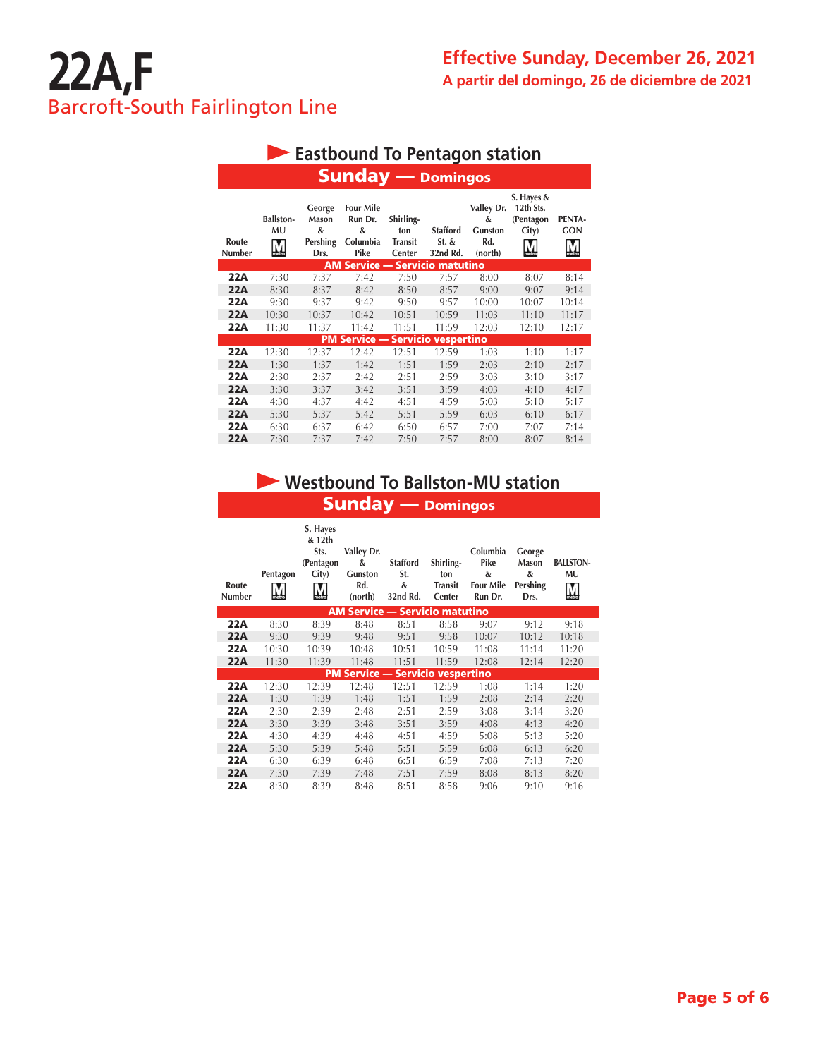# 22A,F

## Barcroft-South Fairlington Line

**Effective Sunday, December 26, 2021**

**A partir del domingo, 26 de diciembre de 2021**

### Eastbound To Pentagon station

**Sunday — Domingos**

| Route Number | Ballston-MU | George Mason & Pershing Drs. | Four Mile Run Dr. & Columbia Pike | Shirlington Transit Center | Stafford St. & 32nd Rd. | Valley Dr. & Gunston Rd. (north) | S. Hayes & 12th Sts. (Pentagon City) | PENTAGON |
|---|---|---|---|---|---|---|---|---|
| **AM Service — Servicio matutino** | | | | | | | | |
| **22A** | 7:30 | 7:37 | 7:42 | 7:50 | 7:57 | 8:00 | 8:07 | 8:14 |
| **22A** | 8:30 | 8:37 | 8:42 | 8:50 | 8:57 | 9:00 | 9:07 | 9:14 |
| **22A** | 9:30 | 9:37 | 9:42 | 9:50 | 9:57 | 10:00 | 10:07 | 10:14 |
| **22A** | 10:30 | 10:37 | 10:42 | 10:51 | 10:59 | 11:03 | 11:10 | 11:17 |
| **22A** | 11:30 | 11:37 | 11:42 | 11:51 | 11:59 | 12:03 | 12:10 | 12:17 |
| **PM Service — Servicio vespertino** | | | | | | | | |
| **22A** | 12:30 | 12:37 | 12:42 | 12:51 | 12:59 | 1:03 | 1:10 | 1:17 |
| **22A** | 1:30 | 1:37 | 1:42 | 1:51 | 1:59 | 2:03 | 2:10 | 2:17 |
| **22A** | 2:30 | 2:37 | 2:42 | 2:51 | 2:59 | 3:03 | 3:10 | 3:17 |
| **22A** | 3:30 | 3:37 | 3:42 | 3:51 | 3:59 | 4:03 | 4:10 | 4:17 |
| **22A** | 4:30 | 4:37 | 4:42 | 4:51 | 4:59 | 5:03 | 5:10 | 5:17 |
| **22A** | 5:30 | 5:37 | 5:42 | 5:51 | 5:59 | 6:03 | 6:10 | 6:17 |
| **22A** | 6:30 | 6:37 | 6:42 | 6:50 | 6:57 | 7:00 | 7:07 | 7:14 |
| **22A** | 7:30 | 7:37 | 7:42 | 7:50 | 7:57 | 8:00 | 8:07 | 8:14 |

### Westbound To Ballston-MU station

**Sunday — Domingos**

| Route Number | Pentagon | S. Hayes & 12th Sts. (Pentagon City) | Valley Dr. & Gunston Rd. (north) | Stafford St. & 32nd Rd. | Shirlington Transit Center | Columbia Pike & Four Mile Run Dr. | George Mason & Pershing Drs. | BALLSTON-MU |
|---|---|---|---|---|---|---|---|---|
| **AM Service — Servicio matutino** | | | | | | | | |
| **22A** | 8:30 | 8:39 | 8:48 | 8:51 | 8:58 | 9:07 | 9:12 | 9:18 |
| **22A** | 9:30 | 9:39 | 9:48 | 9:51 | 9:58 | 10:07 | 10:12 | 10:18 |
| **22A** | 10:30 | 10:39 | 10:48 | 10:51 | 10:59 | 11:08 | 11:14 | 11:20 |
| **22A** | 11:30 | 11:39 | 11:48 | 11:51 | 11:59 | 12:08 | 12:14 | 12:20 |
| **PM Service — Servicio vespertino** | | | | | | | | |
| **22A** | 12:30 | 12:39 | 12:48 | 12:51 | 12:59 | 1:08 | 1:14 | 1:20 |
| **22A** | 1:30 | 1:39 | 1:48 | 1:51 | 1:59 | 2:08 | 2:14 | 2:20 |
| **22A** | 2:30 | 2:39 | 2:48 | 2:51 | 2:59 | 3:08 | 3:14 | 3:20 |
| **22A** | 3:30 | 3:39 | 3:48 | 3:51 | 3:59 | 4:08 | 4:13 | 4:20 |
| **22A** | 4:30 | 4:39 | 4:48 | 4:51 | 4:59 | 5:08 | 5:13 | 5:20 |
| **22A** | 5:30 | 5:39 | 5:48 | 5:51 | 5:59 | 6:08 | 6:13 | 6:20 |
| **22A** | 6:30 | 6:39 | 6:48 | 6:51 | 6:59 | 7:08 | 7:13 | 7:20 |
| **22A** | 7:30 | 7:39 | 7:48 | 7:51 | 7:59 | 8:08 | 8:13 | 8:20 |
| **22A** | 8:30 | 8:39 | 8:48 | 8:51 | 8:58 | 9:06 | 9:10 | 9:16 |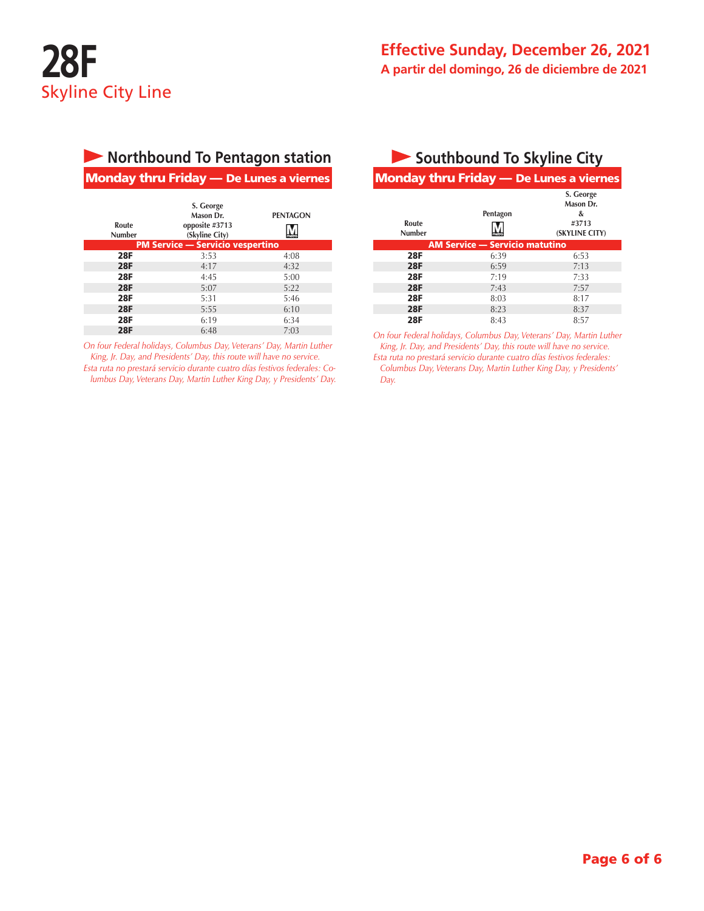# 28F
Skyline City Line

**Effective Sunday, December 26, 2021**
**A partir del domingo, 26 de diciembre de 2021**

## Northbound To Pentagon station

**Monday thru Friday — De Lunes a viernes**

| Route Number | S. George Mason Dr. opposite #3713 (Skyline City) | PENTAGON |
|---|---|---|
| **PM Service — Servicio vespertino** | | |
| **28F** | 3:53 | 4:08 |
| **28F** | 4:17 | 4:32 |
| **28F** | 4:45 | 5:00 |
| **28F** | 5:07 | 5:22 |
| **28F** | 5:31 | 5:46 |
| **28F** | 5:55 | 6:10 |
| **28F** | 6:19 | 6:34 |
| **28F** | 6:48 | 7:03 |

*On four Federal holidays, Columbus Day, Veterans' Day, Martin Luther King, Jr. Day, and Presidents' Day, this route will have no service.*
*Esta ruta no prestará servicio durante cuatro días festivos federales: Columbus Day, Veterans Day, Martin Luther King Day, y Presidents' Day.*

## Southbound To Skyline City

**Monday thru Friday — De Lunes a viernes**

| Route Number | Pentagon | S. George Mason Dr. & #3713 (SKYLINE CITY) |
|---|---|---|
| **AM Service — Servicio matutino** | | |
| **28F** | 6:39 | 6:53 |
| **28F** | 6:59 | 7:13 |
| **28F** | 7:19 | 7:33 |
| **28F** | 7:43 | 7:57 |
| **28F** | 8:03 | 8:17 |
| **28F** | 8:23 | 8:37 |
| **28F** | 8:43 | 8:57 |

*On four Federal holidays, Columbus Day, Veterans' Day, Martin Luther King, Jr. Day, and Presidents' Day, this route will have no service.*
*Esta ruta no prestará servicio durante cuatro días festivos federales: Columbus Day, Veterans Day, Martin Luther King Day, y Presidents' Day.*